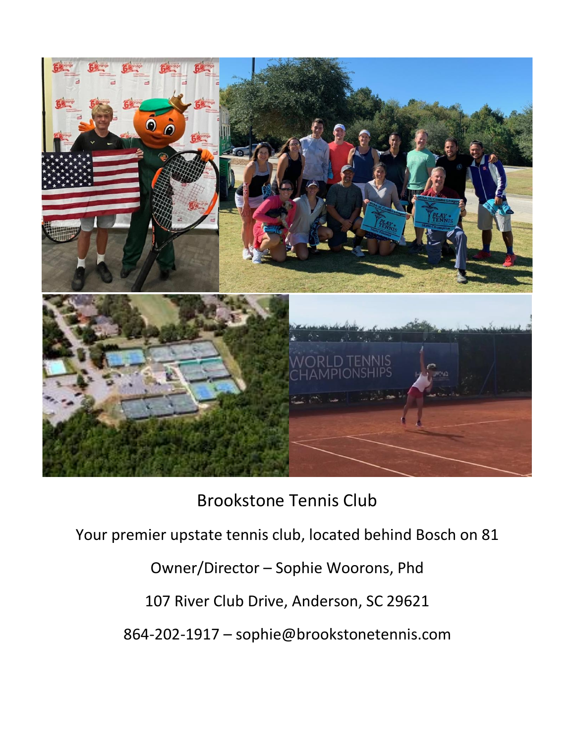Brookstone Tennis Club

Your premier upstate tennis club, located behind Bosch on 81

Owner/Director – Sophie Woorons, Phd

107 River Club Drive, Anderson, SC 29621

864-202-1917 – sophie@brookstonetennis.com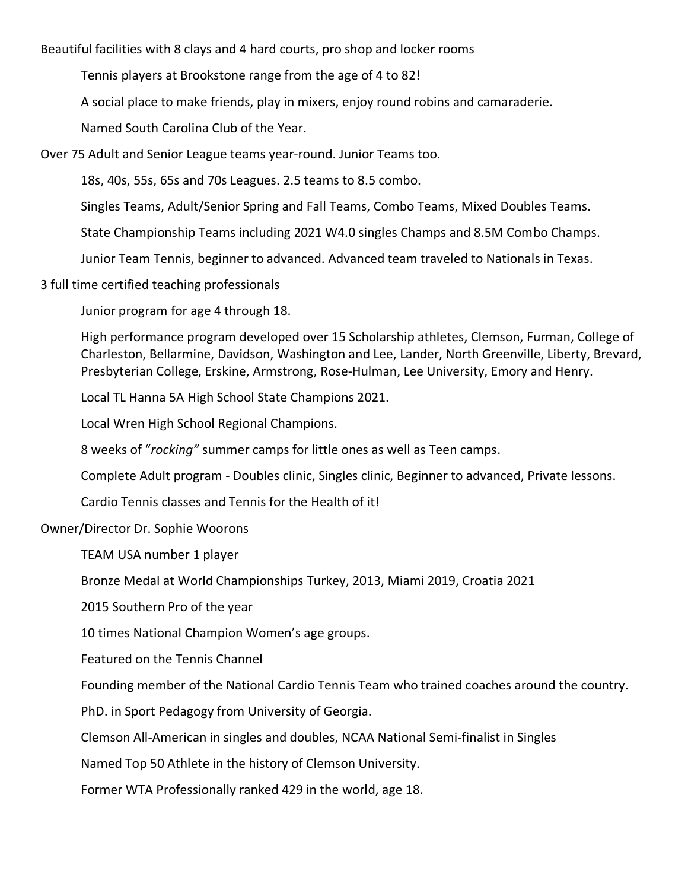Beautiful facilities with 8 clays and 4 hard courts, pro shop and locker rooms

- Tennis players at Brookstone range from the age of 4 to 82!
- A social place to make friends, play in mixers, enjoy round robins and camaraderie.
- Named South Carolina Club of the Year.

Over 75 Adult and Senior League teams year-round. Junior Teams too.

- 18s, 40s, 55s, 65s and 70s Leagues. 2.5 teams to 8.5 combo.
- Singles Teams, Adult/Senior Spring and Fall Teams, Combo Teams, Mixed Doubles Teams.
- State Championship Teams including 2021 W4.0 singles Champs and 8.5M Combo Champs.
- Junior Team Tennis, beginner to advanced. Advanced team traveled to Nationals in Texas.

3 full time certified teaching professionals

- Junior program for age 4 through 18.
- High performance program developed over 15 Scholarship athletes, Clemson, Furman, College of Charleston, Bellarmine, Davidson, Washington and Lee, Lander, North Greenville, Liberty, Brevard, Presbyterian College, Erskine, Armstrong, Rose-Hulman, Lee University, Emory and Henry.
- Local TL Hanna 5A High School State Champions 2021.
- Local Wren High School Regional Champions.
- 8 weeks of "*rocking*" summer camps for little ones as well as Teen camps.
- Complete Adult program - Doubles clinic, Singles clinic, Beginner to advanced, Private lessons.
- Cardio Tennis classes and Tennis for the Health of it!

Owner/Director Dr. Sophie Woorons

- TEAM USA number 1 player
- Bronze Medal at World Championships Turkey, 2013, Miami 2019, Croatia 2021
- 2015 Southern Pro of the year
- 10 times National Champion Women's age groups.
- Featured on the Tennis Channel
- Founding member of the National Cardio Tennis Team who trained coaches around the country.
- PhD. in Sport Pedagogy from University of Georgia.
- Clemson All-American in singles and doubles, NCAA National Semi-finalist in Singles
- Named Top 50 Athlete in the history of Clemson University.
- Former WTA Professionally ranked 429 in the world, age 18.